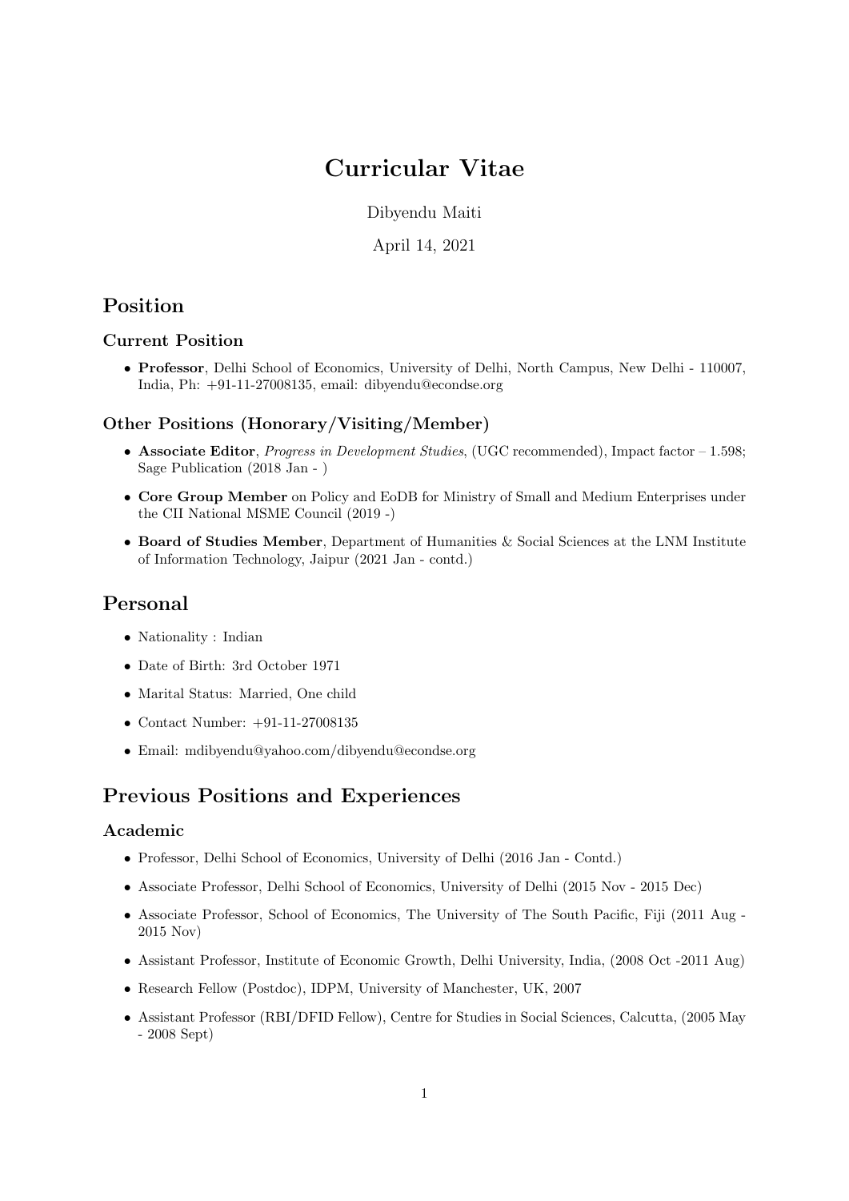# Curricular Vitae

Dibyendu Maiti

April 14, 2021

## Position

### Current Position

- **Professor**, Delhi School of Economics, University of Delhi, North Campus, New Delhi - 110007, India, Ph: +91-11-27008135, email: dibyendu@econdse.org

### Other Positions (Honorary/Visiting/Member)

- **Associate Editor**, *Progress in Development Studies*, (UGC recommended), Impact factor – 1.598; Sage Publication (2018 Jan - )
- **Core Group Member** on Policy and EoDB for Ministry of Small and Medium Enterprises under the CII National MSME Council (2019 -)
- **Board of Studies Member**, Department of Humanities & Social Sciences at the LNM Institute of Information Technology, Jaipur (2021 Jan - contd.)

## Personal

- Nationality : Indian
- Date of Birth: 3rd October 1971
- Marital Status: Married, One child
- Contact Number: +91-11-27008135
- Email: mdibyendu@yahoo.com/dibyendu@econdse.org

## Previous Positions and Experiences

### Academic

- Professor, Delhi School of Economics, University of Delhi (2016 Jan - Contd.)
- Associate Professor, Delhi School of Economics, University of Delhi (2015 Nov - 2015 Dec)
- Associate Professor, School of Economics, The University of The South Pacific, Fiji (2011 Aug - 2015 Nov)
- Assistant Professor, Institute of Economic Growth, Delhi University, India, (2008 Oct -2011 Aug)
- Research Fellow (Postdoc), IDPM, University of Manchester, UK, 2007
- Assistant Professor (RBI/DFID Fellow), Centre for Studies in Social Sciences, Calcutta, (2005 May - 2008 Sept)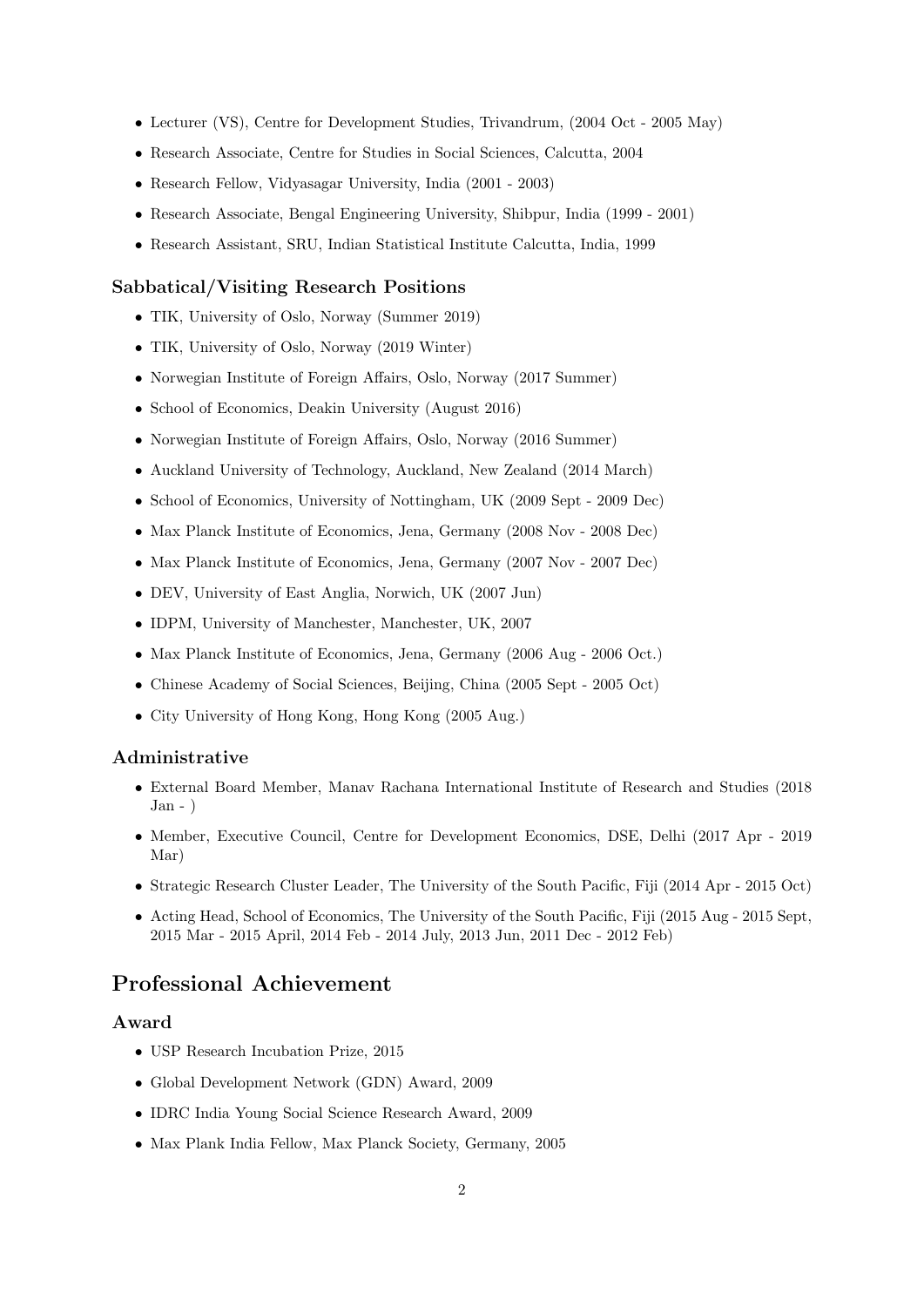- Lecturer (VS), Centre for Development Studies, Trivandrum, (2004 Oct - 2005 May)
- Research Associate, Centre for Studies in Social Sciences, Calcutta, 2004
- Research Fellow, Vidyasagar University, India (2001 - 2003)
- Research Associate, Bengal Engineering University, Shibpur, India (1999 - 2001)
- Research Assistant, SRU, Indian Statistical Institute Calcutta, India, 1999

### Sabbatical/Visiting Research Positions

- TIK, University of Oslo, Norway (Summer 2019)
- TIK, University of Oslo, Norway (2019 Winter)
- Norwegian Institute of Foreign Affairs, Oslo, Norway (2017 Summer)
- School of Economics, Deakin University (August 2016)
- Norwegian Institute of Foreign Affairs, Oslo, Norway (2016 Summer)
- Auckland University of Technology, Auckland, New Zealand (2014 March)
- School of Economics, University of Nottingham, UK (2009 Sept - 2009 Dec)
- Max Planck Institute of Economics, Jena, Germany (2008 Nov - 2008 Dec)
- Max Planck Institute of Economics, Jena, Germany (2007 Nov - 2007 Dec)
- DEV, University of East Anglia, Norwich, UK (2007 Jun)
- IDPM, University of Manchester, Manchester, UK, 2007
- Max Planck Institute of Economics, Jena, Germany (2006 Aug - 2006 Oct.)
- Chinese Academy of Social Sciences, Beijing, China (2005 Sept - 2005 Oct)
- City University of Hong Kong, Hong Kong (2005 Aug.)

### Administrative

- External Board Member, Manav Rachana International Institute of Research and Studies (2018 Jan - )
- Member, Executive Council, Centre for Development Economics, DSE, Delhi (2017 Apr - 2019 Mar)
- Strategic Research Cluster Leader, The University of the South Pacific, Fiji (2014 Apr - 2015 Oct)
- Acting Head, School of Economics, The University of the South Pacific, Fiji (2015 Aug - 2015 Sept, 2015 Mar - 2015 April, 2014 Feb - 2014 July, 2013 Jun, 2011 Dec - 2012 Feb)

## Professional Achievement

### Award

- USP Research Incubation Prize, 2015
- Global Development Network (GDN) Award, 2009
- IDRC India Young Social Science Research Award, 2009
- Max Plank India Fellow, Max Planck Society, Germany, 2005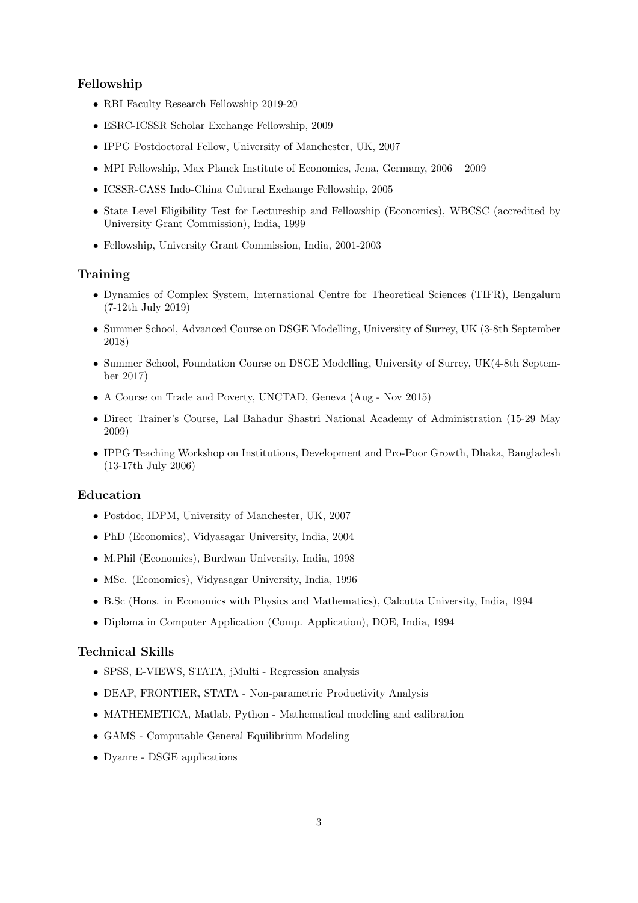## Fellowship

- RBI Faculty Research Fellowship 2019-20
- ESRC-ICSSR Scholar Exchange Fellowship, 2009
- IPPG Postdoctoral Fellow, University of Manchester, UK, 2007
- MPI Fellowship, Max Planck Institute of Economics, Jena, Germany, 2006 – 2009
- ICSSR-CASS Indo-China Cultural Exchange Fellowship, 2005
- State Level Eligibility Test for Lectureship and Fellowship (Economics), WBCSC (accredited by University Grant Commission), India, 1999
- Fellowship, University Grant Commission, India, 2001-2003

## Training

- Dynamics of Complex System, International Centre for Theoretical Sciences (TIFR), Bengaluru (7-12th July 2019)
- Summer School, Advanced Course on DSGE Modelling, University of Surrey, UK (3-8th September 2018)
- Summer School, Foundation Course on DSGE Modelling, University of Surrey, UK(4-8th September 2017)
- A Course on Trade and Poverty, UNCTAD, Geneva (Aug - Nov 2015)
- Direct Trainer's Course, Lal Bahadur Shastri National Academy of Administration (15-29 May 2009)
- IPPG Teaching Workshop on Institutions, Development and Pro-Poor Growth, Dhaka, Bangladesh (13-17th July 2006)

## Education

- Postdoc, IDPM, University of Manchester, UK, 2007
- PhD (Economics), Vidyasagar University, India, 2004
- M.Phil (Economics), Burdwan University, India, 1998
- MSc. (Economics), Vidyasagar University, India, 1996
- B.Sc (Hons. in Economics with Physics and Mathematics), Calcutta University, India, 1994
- Diploma in Computer Application (Comp. Application), DOE, India, 1994

## Technical Skills

- SPSS, E-VIEWS, STATA, jMulti - Regression analysis
- DEAP, FRONTIER, STATA - Non-parametric Productivity Analysis
- MATHEMETICA, Matlab, Python - Mathematical modeling and calibration
- GAMS - Computable General Equilibrium Modeling
- Dyanre - DSGE applications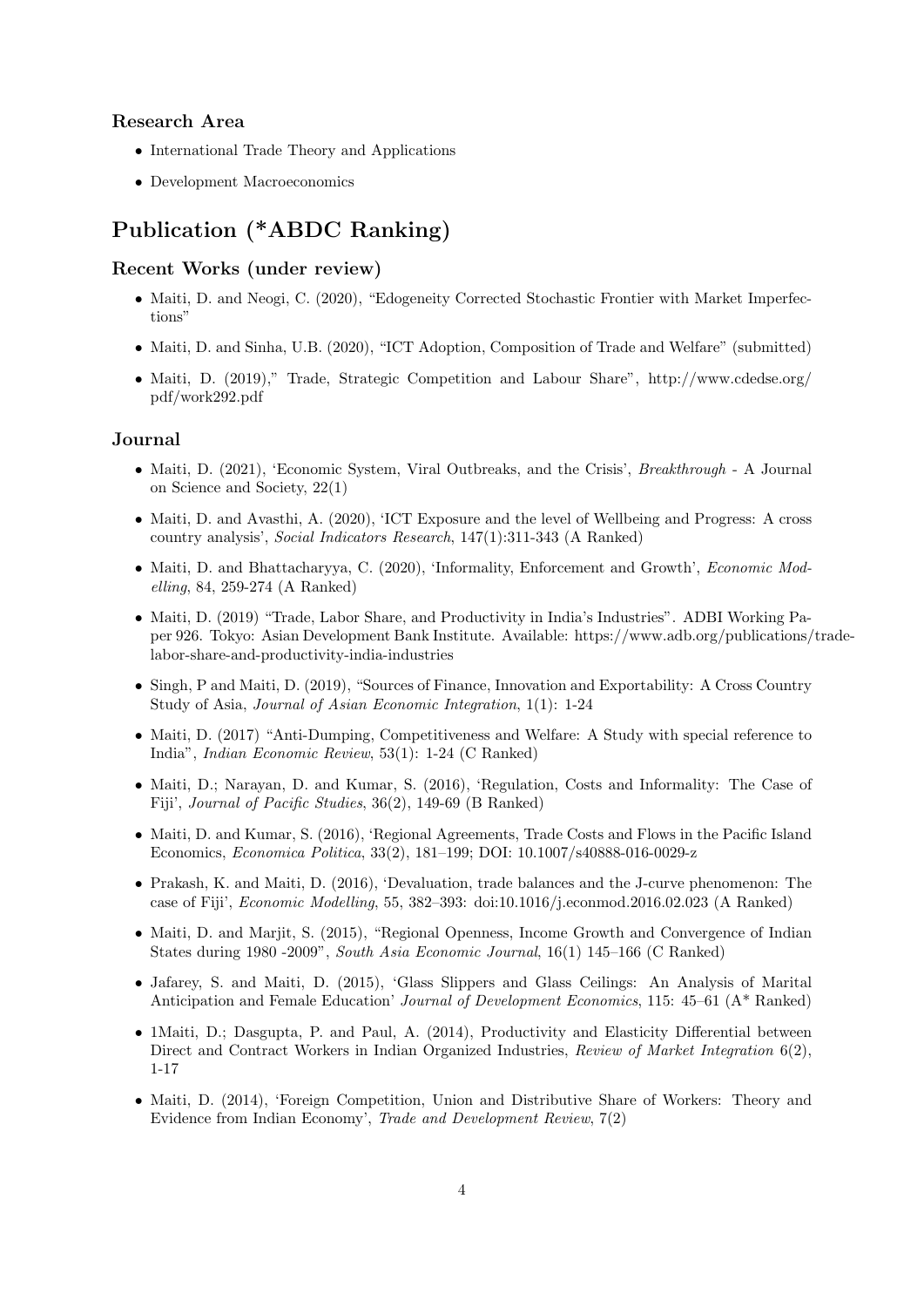### Research Area

- International Trade Theory and Applications
- Development Macroeconomics

## Publication (*ABDC Ranking)

### Recent Works (under review)

- Maiti, D. and Neogi, C. (2020), "Edogeneity Corrected Stochastic Frontier with Market Imperfections"
- Maiti, D. and Sinha, U.B. (2020), "ICT Adoption, Composition of Trade and Welfare" (submitted)
- Maiti, D. (2019)," Trade, Strategic Competition and Labour Share", http://www.cdedse.org/pdf/work292.pdf

### Journal

- Maiti, D. (2021), 'Economic System, Viral Outbreaks, and the Crisis', *Breakthrough* - A Journal on Science and Society, 22(1)
- Maiti, D. and Avasthi, A. (2020), 'ICT Exposure and the level of Wellbeing and Progress: A cross country analysis', *Social Indicators Research*, 147(1):311-343 (A Ranked)
- Maiti, D. and Bhattacharyya, C. (2020), 'Informality, Enforcement and Growth', *Economic Modelling*, 84, 259-274 (A Ranked)
- Maiti, D. (2019) "Trade, Labor Share, and Productivity in India's Industries". ADBI Working Paper 926. Tokyo: Asian Development Bank Institute. Available: https://www.adb.org/publications/trade-labor-share-and-productivity-india-industries
- Singh, P and Maiti, D. (2019), "Sources of Finance, Innovation and Exportability: A Cross Country Study of Asia, *Journal of Asian Economic Integration*, 1(1): 1-24
- Maiti, D. (2017) "Anti-Dumping, Competitiveness and Welfare: A Study with special reference to India", *Indian Economic Review*, 53(1): 1-24 (C Ranked)
- Maiti, D.; Narayan, D. and Kumar, S. (2016), 'Regulation, Costs and Informality: The Case of Fiji', *Journal of Pacific Studies*, 36(2), 149-69 (B Ranked)
- Maiti, D. and Kumar, S. (2016), 'Regional Agreements, Trade Costs and Flows in the Pacific Island Economics, *Economica Politica*, 33(2), 181–199; DOI: 10.1007/s40888-016-0029-z
- Prakash, K. and Maiti, D. (2016), 'Devaluation, trade balances and the J-curve phenomenon: The case of Fiji', *Economic Modelling*, 55, 382–393: doi:10.1016/j.econmod.2016.02.023 (A Ranked)
- Maiti, D. and Marjit, S. (2015), "Regional Openness, Income Growth and Convergence of Indian States during 1980 -2009", *South Asia Economic Journal*, 16(1) 145–166 (C Ranked)
- Jafarey, S. and Maiti, D. (2015), 'Glass Slippers and Glass Ceilings: An Analysis of Marital Anticipation and Female Education' *Journal of Development Economics*, 115: 45–61 (A* Ranked)
- 1Maiti, D.; Dasgupta, P. and Paul, A. (2014), Productivity and Elasticity Differential between Direct and Contract Workers in Indian Organized Industries, *Review of Market Integration* 6(2), 1-17
- Maiti, D. (2014), 'Foreign Competition, Union and Distributive Share of Workers: Theory and Evidence from Indian Economy', *Trade and Development Review*, 7(2)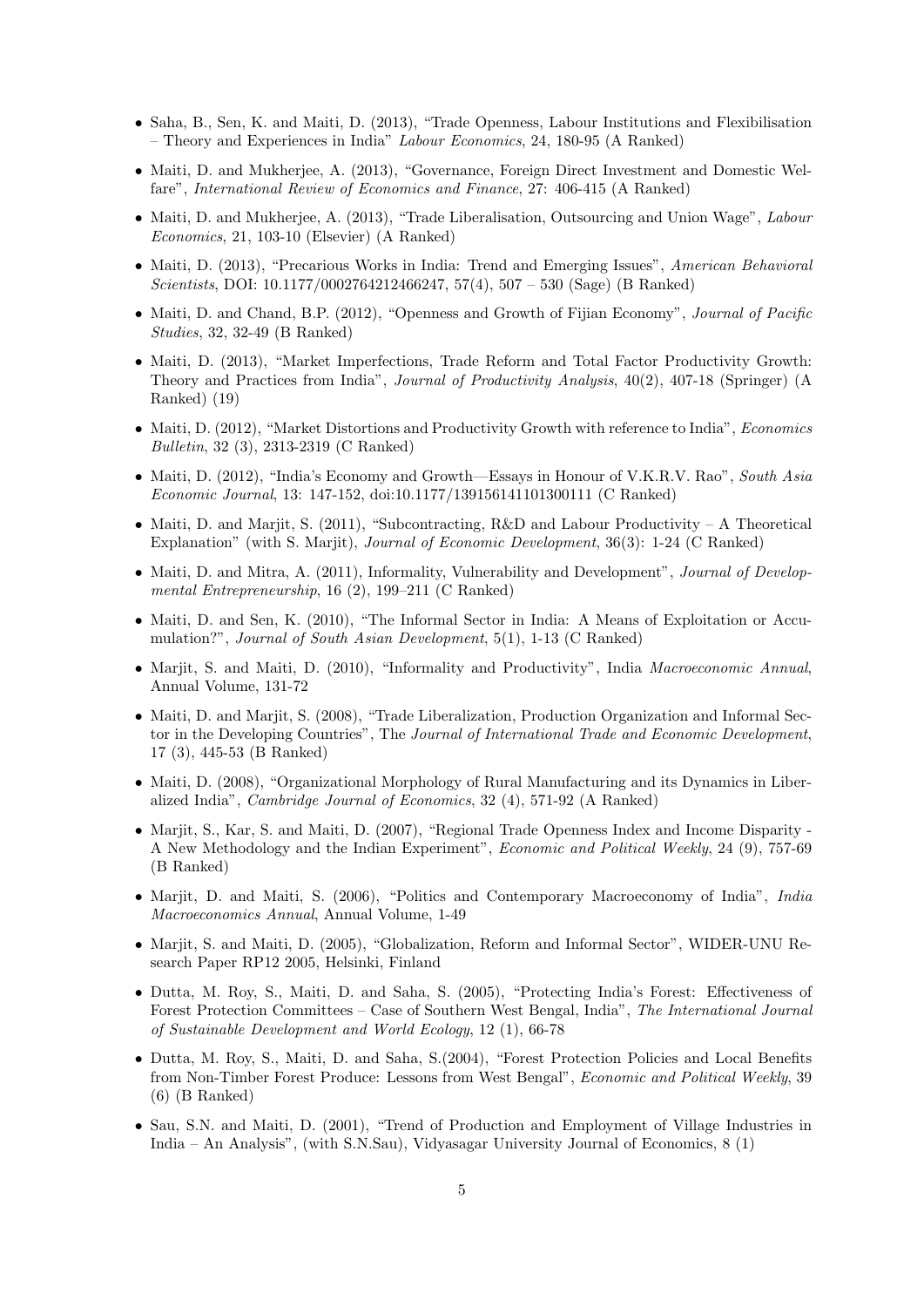- Saha, B., Sen, K. and Maiti, D. (2013), "Trade Openness, Labour Institutions and Flexibilisation – Theory and Experiences in India" *Labour Economics*, 24, 180-95 (A Ranked)
- Maiti, D. and Mukherjee, A. (2013), "Governance, Foreign Direct Investment and Domestic Welfare", *International Review of Economics and Finance*, 27: 406-415 (A Ranked)
- Maiti, D. and Mukherjee, A. (2013), "Trade Liberalisation, Outsourcing and Union Wage", *Labour Economics*, 21, 103-10 (Elsevier) (A Ranked)
- Maiti, D. (2013), "Precarious Works in India: Trend and Emerging Issues", *American Behavioral Scientists*, DOI: 10.1177/0002764212466247, 57(4), 507 – 530 (Sage) (B Ranked)
- Maiti, D. and Chand, B.P. (2012), "Openness and Growth of Fijian Economy", *Journal of Pacific Studies*, 32, 32-49 (B Ranked)
- Maiti, D. (2013), "Market Imperfections, Trade Reform and Total Factor Productivity Growth: Theory and Practices from India", *Journal of Productivity Analysis*, 40(2), 407-18 (Springer) (A Ranked) (19)
- Maiti, D. (2012), "Market Distortions and Productivity Growth with reference to India", *Economics Bulletin*, 32 (3), 2313-2319 (C Ranked)
- Maiti, D. (2012), "India's Economy and Growth—Essays in Honour of V.K.R.V. Rao", *South Asia Economic Journal*, 13: 147-152, doi:10.1177/139156141101300111 (C Ranked)
- Maiti, D. and Marjit, S. (2011), "Subcontracting, R&D and Labour Productivity – A Theoretical Explanation" (with S. Marjit), *Journal of Economic Development*, 36(3): 1-24 (C Ranked)
- Maiti, D. and Mitra, A. (2011), Informality, Vulnerability and Development", *Journal of Developmental Entrepreneurship*, 16 (2), 199–211 (C Ranked)
- Maiti, D. and Sen, K. (2010), "The Informal Sector in India: A Means of Exploitation or Accumulation?", *Journal of South Asian Development*, 5(1), 1-13 (C Ranked)
- Marjit, S. and Maiti, D. (2010), "Informality and Productivity", India *Macroeconomic Annual*, Annual Volume, 131-72
- Maiti, D. and Marjit, S. (2008), "Trade Liberalization, Production Organization and Informal Sector in the Developing Countries", The *Journal of International Trade and Economic Development*, 17 (3), 445-53 (B Ranked)
- Maiti, D. (2008), "Organizational Morphology of Rural Manufacturing and its Dynamics in Liberalized India", *Cambridge Journal of Economics*, 32 (4), 571-92 (A Ranked)
- Marjit, S., Kar, S. and Maiti, D. (2007), "Regional Trade Openness Index and Income Disparity - A New Methodology and the Indian Experiment", *Economic and Political Weekly*, 24 (9), 757-69 (B Ranked)
- Marjit, D. and Maiti, S. (2006), "Politics and Contemporary Macroeconomy of India", *India Macroeconomics Annual*, Annual Volume, 1-49
- Marjit, S. and Maiti, D. (2005), "Globalization, Reform and Informal Sector", WIDER-UNU Research Paper RP12 2005, Helsinki, Finland
- Dutta, M. Roy, S., Maiti, D. and Saha, S. (2005), "Protecting India's Forest: Effectiveness of Forest Protection Committees – Case of Southern West Bengal, India", *The International Journal of Sustainable Development and World Ecology*, 12 (1), 66-78
- Dutta, M. Roy, S., Maiti, D. and Saha, S.(2004), "Forest Protection Policies and Local Benefits from Non-Timber Forest Produce: Lessons from West Bengal", *Economic and Political Weekly*, 39 (6) (B Ranked)
- Sau, S.N. and Maiti, D. (2001), "Trend of Production and Employment of Village Industries in India – An Analysis", (with S.N.Sau), Vidyasagar University Journal of Economics, 8 (1)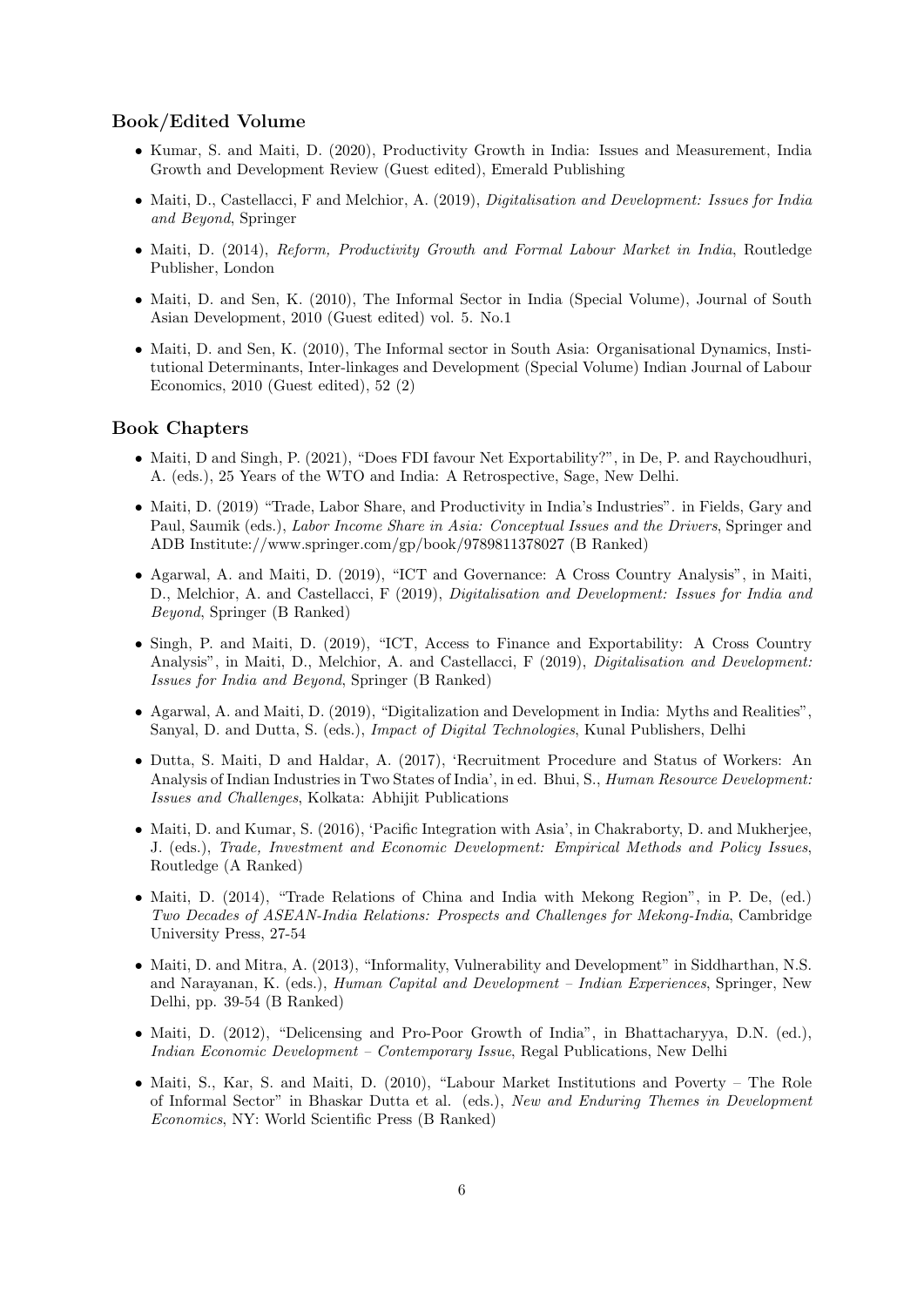## Book/Edited Volume

- Kumar, S. and Maiti, D. (2020), Productivity Growth in India: Issues and Measurement, India Growth and Development Review (Guest edited), Emerald Publishing
- Maiti, D., Castellacci, F and Melchior, A. (2019), *Digitalisation and Development: Issues for India and Beyond*, Springer
- Maiti, D. (2014), *Reform, Productivity Growth and Formal Labour Market in India*, Routledge Publisher, London
- Maiti, D. and Sen, K. (2010), The Informal Sector in India (Special Volume), Journal of South Asian Development, 2010 (Guest edited) vol. 5. No.1
- Maiti, D. and Sen, K. (2010), The Informal sector in South Asia: Organisational Dynamics, Institutional Determinants, Inter-linkages and Development (Special Volume) Indian Journal of Labour Economics, 2010 (Guest edited), 52 (2)

## Book Chapters

- Maiti, D and Singh, P. (2021), "Does FDI favour Net Exportability?", in De, P. and Raychoudhuri, A. (eds.), 25 Years of the WTO and India: A Retrospective, Sage, New Delhi.
- Maiti, D. (2019) "Trade, Labor Share, and Productivity in India's Industries". in Fields, Gary and Paul, Saumik (eds.), *Labor Income Share in Asia: Conceptual Issues and the Drivers*, Springer and ADB Institute://www.springer.com/gp/book/9789811378027 (B Ranked)
- Agarwal, A. and Maiti, D. (2019), "ICT and Governance: A Cross Country Analysis", in Maiti, D., Melchior, A. and Castellacci, F (2019), *Digitalisation and Development: Issues for India and Beyond*, Springer (B Ranked)
- Singh, P. and Maiti, D. (2019), "ICT, Access to Finance and Exportability: A Cross Country Analysis", in Maiti, D., Melchior, A. and Castellacci, F (2019), *Digitalisation and Development: Issues for India and Beyond*, Springer (B Ranked)
- Agarwal, A. and Maiti, D. (2019), "Digitalization and Development in India: Myths and Realities", Sanyal, D. and Dutta, S. (eds.), *Impact of Digital Technologies*, Kunal Publishers, Delhi
- Dutta, S. Maiti, D and Haldar, A. (2017), 'Recruitment Procedure and Status of Workers: An Analysis of Indian Industries in Two States of India', in ed. Bhui, S., *Human Resource Development: Issues and Challenges*, Kolkata: Abhijit Publications
- Maiti, D. and Kumar, S. (2016), 'Pacific Integration with Asia', in Chakraborty, D. and Mukherjee, J. (eds.), *Trade, Investment and Economic Development: Empirical Methods and Policy Issues*, Routledge (A Ranked)
- Maiti, D. (2014), "Trade Relations of China and India with Mekong Region", in P. De, (ed.) *Two Decades of ASEAN-India Relations: Prospects and Challenges for Mekong-India*, Cambridge University Press, 27-54
- Maiti, D. and Mitra, A. (2013), "Informality, Vulnerability and Development" in Siddharthan, N.S. and Narayanan, K. (eds.), *Human Capital and Development – Indian Experiences*, Springer, New Delhi, pp. 39-54 (B Ranked)
- Maiti, D. (2012), "Delicensing and Pro-Poor Growth of India", in Bhattacharyya, D.N. (ed.), *Indian Economic Development – Contemporary Issue*, Regal Publications, New Delhi
- Maiti, S., Kar, S. and Maiti, D. (2010), "Labour Market Institutions and Poverty – The Role of Informal Sector" in Bhaskar Dutta et al. (eds.), *New and Enduring Themes in Development Economics*, NY: World Scientific Press (B Ranked)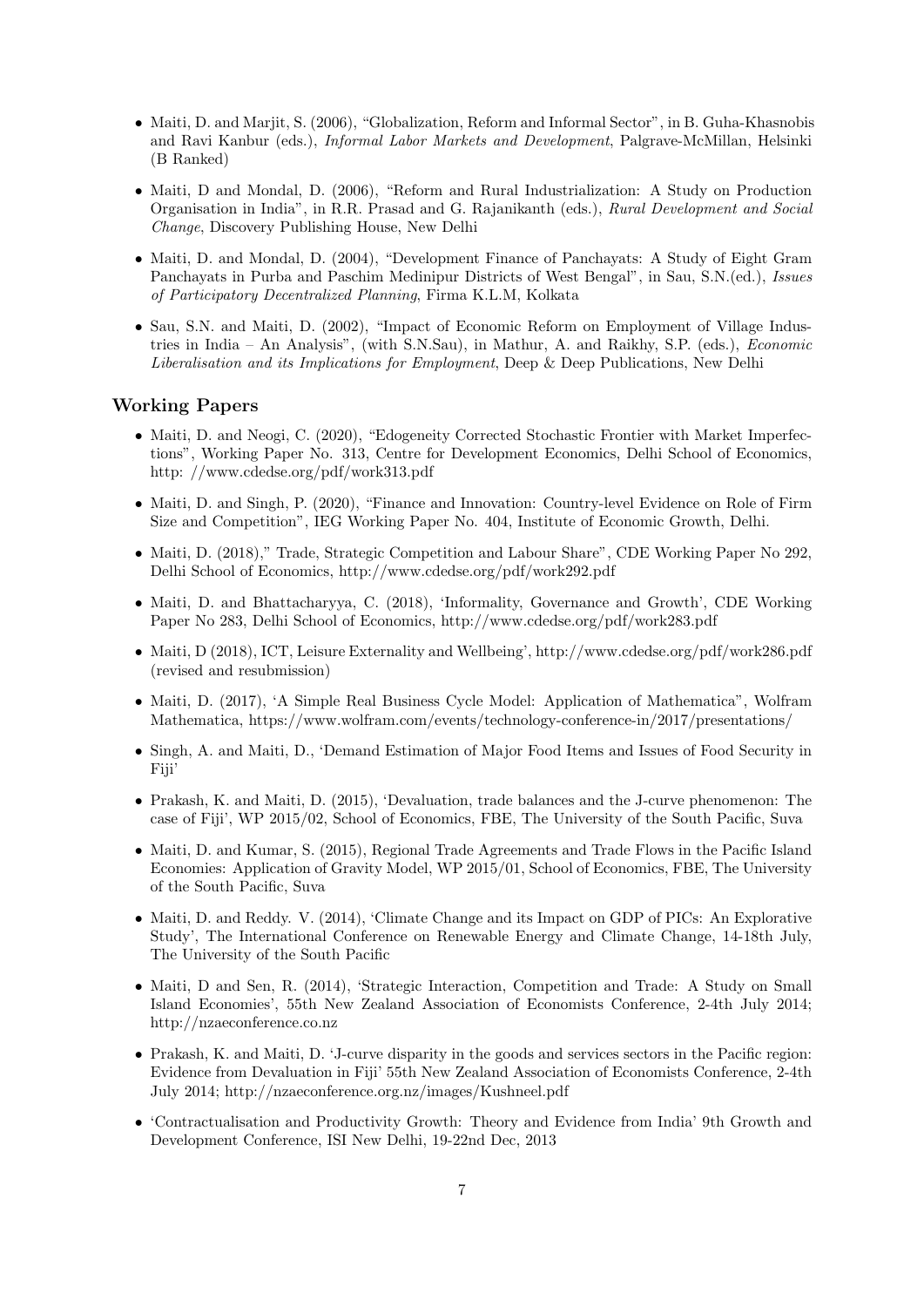- Maiti, D. and Marjit, S. (2006), "Globalization, Reform and Informal Sector", in B. Guha-Khasnobis and Ravi Kanbur (eds.), *Informal Labor Markets and Development*, Palgrave-McMillan, Helsinki (B Ranked)

- Maiti, D and Mondal, D. (2006), "Reform and Rural Industrialization: A Study on Production Organisation in India", in R.R. Prasad and G. Rajanikanth (eds.), *Rural Development and Social Change*, Discovery Publishing House, New Delhi

- Maiti, D. and Mondal, D. (2004), "Development Finance of Panchayats: A Study of Eight Gram Panchayats in Purba and Paschim Medinipur Districts of West Bengal", in Sau, S.N.(ed.), *Issues of Participatory Decentralized Planning*, Firma K.L.M, Kolkata

- Sau, S.N. and Maiti, D. (2002), "Impact of Economic Reform on Employment of Village Industries in India – An Analysis", (with S.N.Sau), in Mathur, A. and Raikhy, S.P. (eds.), *Economic Liberalisation and its Implications for Employment*, Deep & Deep Publications, New Delhi

## Working Papers

- Maiti, D. and Neogi, C. (2020), "Edogeneity Corrected Stochastic Frontier with Market Imperfections", Working Paper No. 313, Centre for Development Economics, Delhi School of Economics, http: //www.cdedse.org/pdf/work313.pdf

- Maiti, D. and Singh, P. (2020), "Finance and Innovation: Country-level Evidence on Role of Firm Size and Competition", IEG Working Paper No. 404, Institute of Economic Growth, Delhi.

- Maiti, D. (2018)," Trade, Strategic Competition and Labour Share", CDE Working Paper No 292, Delhi School of Economics, http://www.cdedse.org/pdf/work292.pdf

- Maiti, D. and Bhattacharyya, C. (2018), 'Informality, Governance and Growth', CDE Working Paper No 283, Delhi School of Economics, http://www.cdedse.org/pdf/work283.pdf

- Maiti, D (2018), ICT, Leisure Externality and Wellbeing', http://www.cdedse.org/pdf/work286.pdf (revised and resubmission)

- Maiti, D. (2017), 'A Simple Real Business Cycle Model: Application of Mathematica", Wolfram Mathematica, https://www.wolfram.com/events/technology-conference-in/2017/presentations/

- Singh, A. and Maiti, D., 'Demand Estimation of Major Food Items and Issues of Food Security in Fiji'

- Prakash, K. and Maiti, D. (2015), 'Devaluation, trade balances and the J-curve phenomenon: The case of Fiji', WP 2015/02, School of Economics, FBE, The University of the South Pacific, Suva

- Maiti, D. and Kumar, S. (2015), Regional Trade Agreements and Trade Flows in the Pacific Island Economies: Application of Gravity Model, WP 2015/01, School of Economics, FBE, The University of the South Pacific, Suva

- Maiti, D. and Reddy. V. (2014), 'Climate Change and its Impact on GDP of PICs: An Explorative Study', The International Conference on Renewable Energy and Climate Change, 14-18th July, The University of the South Pacific

- Maiti, D and Sen, R. (2014), 'Strategic Interaction, Competition and Trade: A Study on Small Island Economies', 55th New Zealand Association of Economists Conference, 2-4th July 2014; http://nzaeconference.co.nz

- Prakash, K. and Maiti, D. 'J-curve disparity in the goods and services sectors in the Pacific region: Evidence from Devaluation in Fiji' 55th New Zealand Association of Economists Conference, 2-4th July 2014; http://nzaeconference.org.nz/images/Kushneel.pdf

- 'Contractualisation and Productivity Growth: Theory and Evidence from India' 9th Growth and Development Conference, ISI New Delhi, 19-22nd Dec, 2013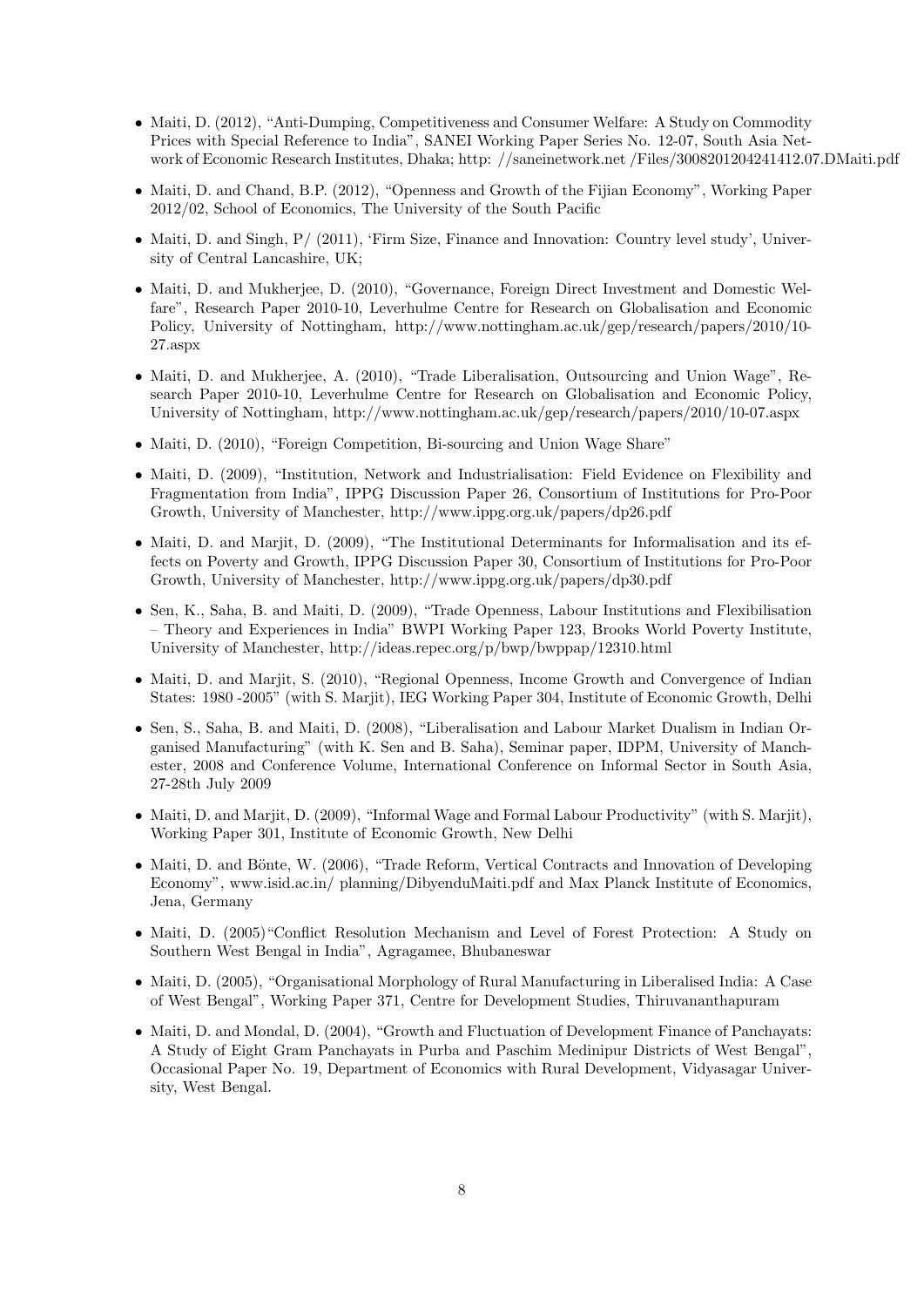- Maiti, D. (2012), "Anti-Dumping, Competitiveness and Consumer Welfare: A Study on Commodity Prices with Special Reference to India", SANEI Working Paper Series No. 12-07, South Asia Network of Economic Research Institutes, Dhaka; http: //saneinetwork.net /Files/3008201204241412.07.DMaiti.pdf

- Maiti, D. and Chand, B.P. (2012), "Openness and Growth of the Fijian Economy", Working Paper 2012/02, School of Economics, The University of the South Pacific

- Maiti, D. and Singh, P/ (2011), 'Firm Size, Finance and Innovation: Country level study', University of Central Lancashire, UK;

- Maiti, D. and Mukherjee, D. (2010), "Governance, Foreign Direct Investment and Domestic Welfare", Research Paper 2010-10, Leverhulme Centre for Research on Globalisation and Economic Policy, University of Nottingham, http://www.nottingham.ac.uk/gep/research/papers/2010/10-27.aspx

- Maiti, D. and Mukherjee, A. (2010), "Trade Liberalisation, Outsourcing and Union Wage", Research Paper 2010-10, Leverhulme Centre for Research on Globalisation and Economic Policy, University of Nottingham, http://www.nottingham.ac.uk/gep/research/papers/2010/10-07.aspx

- Maiti, D. (2010), "Foreign Competition, Bi-sourcing and Union Wage Share"

- Maiti, D. (2009), "Institution, Network and Industrialisation: Field Evidence on Flexibility and Fragmentation from India", IPPG Discussion Paper 26, Consortium of Institutions for Pro-Poor Growth, University of Manchester, http://www.ippg.org.uk/papers/dp26.pdf

- Maiti, D. and Marjit, D. (2009), "The Institutional Determinants for Informalisation and its effects on Poverty and Growth, IPPG Discussion Paper 30, Consortium of Institutions for Pro-Poor Growth, University of Manchester, http://www.ippg.org.uk/papers/dp30.pdf

- Sen, K., Saha, B. and Maiti, D. (2009), "Trade Openness, Labour Institutions and Flexibilisation – Theory and Experiences in India" BWPI Working Paper 123, Brooks World Poverty Institute, University of Manchester, http://ideas.repec.org/p/bwp/bwppap/12310.html

- Maiti, D. and Marjit, S. (2010), "Regional Openness, Income Growth and Convergence of Indian States: 1980 -2005" (with S. Marjit), IEG Working Paper 304, Institute of Economic Growth, Delhi

- Sen, S., Saha, B. and Maiti, D. (2008), "Liberalisation and Labour Market Dualism in Indian Organised Manufacturing" (with K. Sen and B. Saha), Seminar paper, IDPM, University of Manchester, 2008 and Conference Volume, International Conference on Informal Sector in South Asia, 27-28th July 2009

- Maiti, D. and Marjit, D. (2009), "Informal Wage and Formal Labour Productivity" (with S. Marjit), Working Paper 301, Institute of Economic Growth, New Delhi

- Maiti, D. and Bönte, W. (2006), "Trade Reform, Vertical Contracts and Innovation of Developing Economy", www.isid.ac.in/ planning/DibyenduMaiti.pdf and Max Planck Institute of Economics, Jena, Germany

- Maiti, D. (2005)"Conflict Resolution Mechanism and Level of Forest Protection: A Study on Southern West Bengal in India", Agragamee, Bhubaneswar

- Maiti, D. (2005), "Organisational Morphology of Rural Manufacturing in Liberalised India: A Case of West Bengal", Working Paper 371, Centre for Development Studies, Thiruvananthapuram

- Maiti, D. and Mondal, D. (2004), "Growth and Fluctuation of Development Finance of Panchayats: A Study of Eight Gram Panchayats in Purba and Paschim Medinipur Districts of West Bengal", Occasional Paper No. 19, Department of Economics with Rural Development, Vidyasagar University, West Bengal.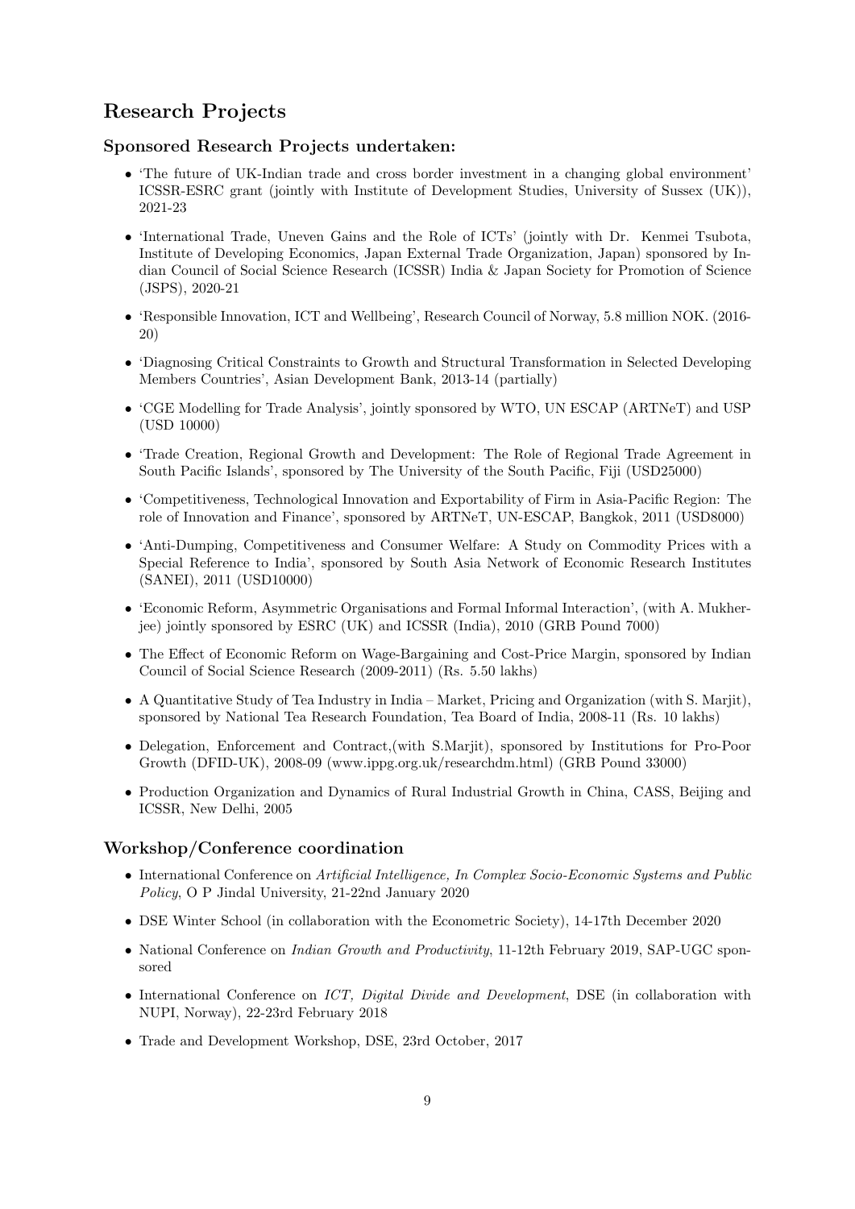## Research Projects

### Sponsored Research Projects undertaken:

- 'The future of UK-Indian trade and cross border investment in a changing global environment' ICSSR-ESRC grant (jointly with Institute of Development Studies, University of Sussex (UK)), 2021-23
- 'International Trade, Uneven Gains and the Role of ICTs' (jointly with Dr. Kenmei Tsubota, Institute of Developing Economics, Japan External Trade Organization, Japan) sponsored by Indian Council of Social Science Research (ICSSR) India & Japan Society for Promotion of Science (JSPS), 2020-21
- 'Responsible Innovation, ICT and Wellbeing', Research Council of Norway, 5.8 million NOK. (2016-20)
- 'Diagnosing Critical Constraints to Growth and Structural Transformation in Selected Developing Members Countries', Asian Development Bank, 2013-14 (partially)
- 'CGE Modelling for Trade Analysis', jointly sponsored by WTO, UN ESCAP (ARTNeT) and USP (USD 10000)
- 'Trade Creation, Regional Growth and Development: The Role of Regional Trade Agreement in South Pacific Islands', sponsored by The University of the South Pacific, Fiji (USD25000)
- 'Competitiveness, Technological Innovation and Exportability of Firm in Asia-Pacific Region: The role of Innovation and Finance', sponsored by ARTNeT, UN-ESCAP, Bangkok, 2011 (USD8000)
- 'Anti-Dumping, Competitiveness and Consumer Welfare: A Study on Commodity Prices with a Special Reference to India', sponsored by South Asia Network of Economic Research Institutes (SANEI), 2011 (USD10000)
- 'Economic Reform, Asymmetric Organisations and Formal Informal Interaction', (with A. Mukherjee) jointly sponsored by ESRC (UK) and ICSSR (India), 2010 (GRB Pound 7000)
- The Effect of Economic Reform on Wage-Bargaining and Cost-Price Margin, sponsored by Indian Council of Social Science Research (2009-2011) (Rs. 5.50 lakhs)
- A Quantitative Study of Tea Industry in India – Market, Pricing and Organization (with S. Marjit), sponsored by National Tea Research Foundation, Tea Board of India, 2008-11 (Rs. 10 lakhs)
- Delegation, Enforcement and Contract,(with S.Marjit), sponsored by Institutions for Pro-Poor Growth (DFID-UK), 2008-09 (www.ippg.org.uk/researchdm.html) (GRB Pound 33000)
- Production Organization and Dynamics of Rural Industrial Growth in China, CASS, Beijing and ICSSR, New Delhi, 2005

### Workshop/Conference coordination

- International Conference on *Artificial Intelligence, In Complex Socio-Economic Systems and Public Policy*, O P Jindal University, 21-22nd January 2020
- DSE Winter School (in collaboration with the Econometric Society), 14-17th December 2020
- National Conference on *Indian Growth and Productivity*, 11-12th February 2019, SAP-UGC sponsored
- International Conference on *ICT, Digital Divide and Development*, DSE (in collaboration with NUPI, Norway), 22-23rd February 2018
- Trade and Development Workshop, DSE, 23rd October, 2017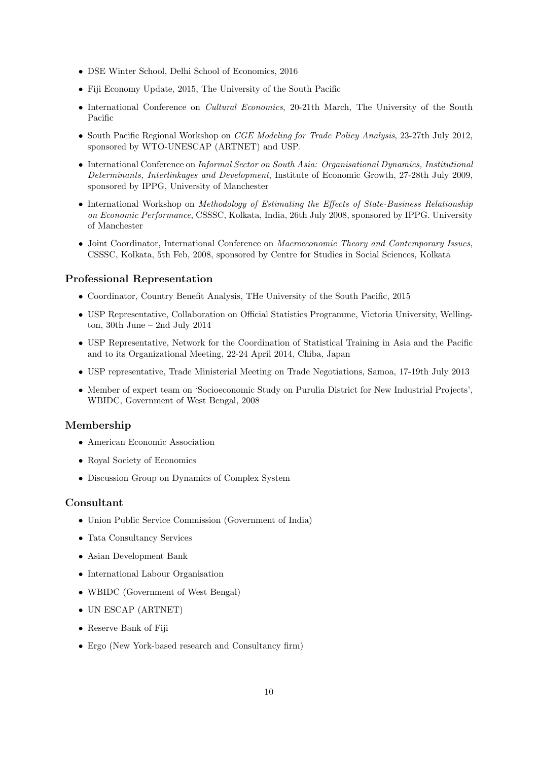- DSE Winter School, Delhi School of Economics, 2016
- Fiji Economy Update, 2015, The University of the South Pacific
- International Conference on *Cultural Economics*, 20-21th March, The University of the South Pacific
- South Pacific Regional Workshop on *CGE Modeling for Trade Policy Analysis*, 23-27th July 2012, sponsored by WTO-UNESCAP (ARTNET) and USP.
- International Conference on *Informal Sector on South Asia: Organisational Dynamics, Institutional Determinants, Interlinkages and Development*, Institute of Economic Growth, 27-28th July 2009, sponsored by IPPG, University of Manchester
- International Workshop on *Methodology of Estimating the Effects of State-Business Relationship on Economic Performance*, CSSSC, Kolkata, India, 26th July 2008, sponsored by IPPG. University of Manchester
- Joint Coordinator, International Conference on *Macroeconomic Theory and Contemporary Issues*, CSSSC, Kolkata, 5th Feb, 2008, sponsored by Centre for Studies in Social Sciences, Kolkata

## Professional Representation

- Coordinator, Country Benefit Analysis, THe University of the South Pacific, 2015
- USP Representative, Collaboration on Official Statistics Programme, Victoria University, Wellington, 30th June – 2nd July 2014
- USP Representative, Network for the Coordination of Statistical Training in Asia and the Pacific and to its Organizational Meeting, 22-24 April 2014, Chiba, Japan
- USP representative, Trade Ministerial Meeting on Trade Negotiations, Samoa, 17-19th July 2013
- Member of expert team on 'Socioeconomic Study on Purulia District for New Industrial Projects', WBIDC, Government of West Bengal, 2008

## Membership

- American Economic Association
- Royal Society of Economics
- Discussion Group on Dynamics of Complex System

## Consultant

- Union Public Service Commission (Government of India)
- Tata Consultancy Services
- Asian Development Bank
- International Labour Organisation
- WBIDC (Government of West Bengal)
- UN ESCAP (ARTNET)
- Reserve Bank of Fiji
- Ergo (New York-based research and Consultancy firm)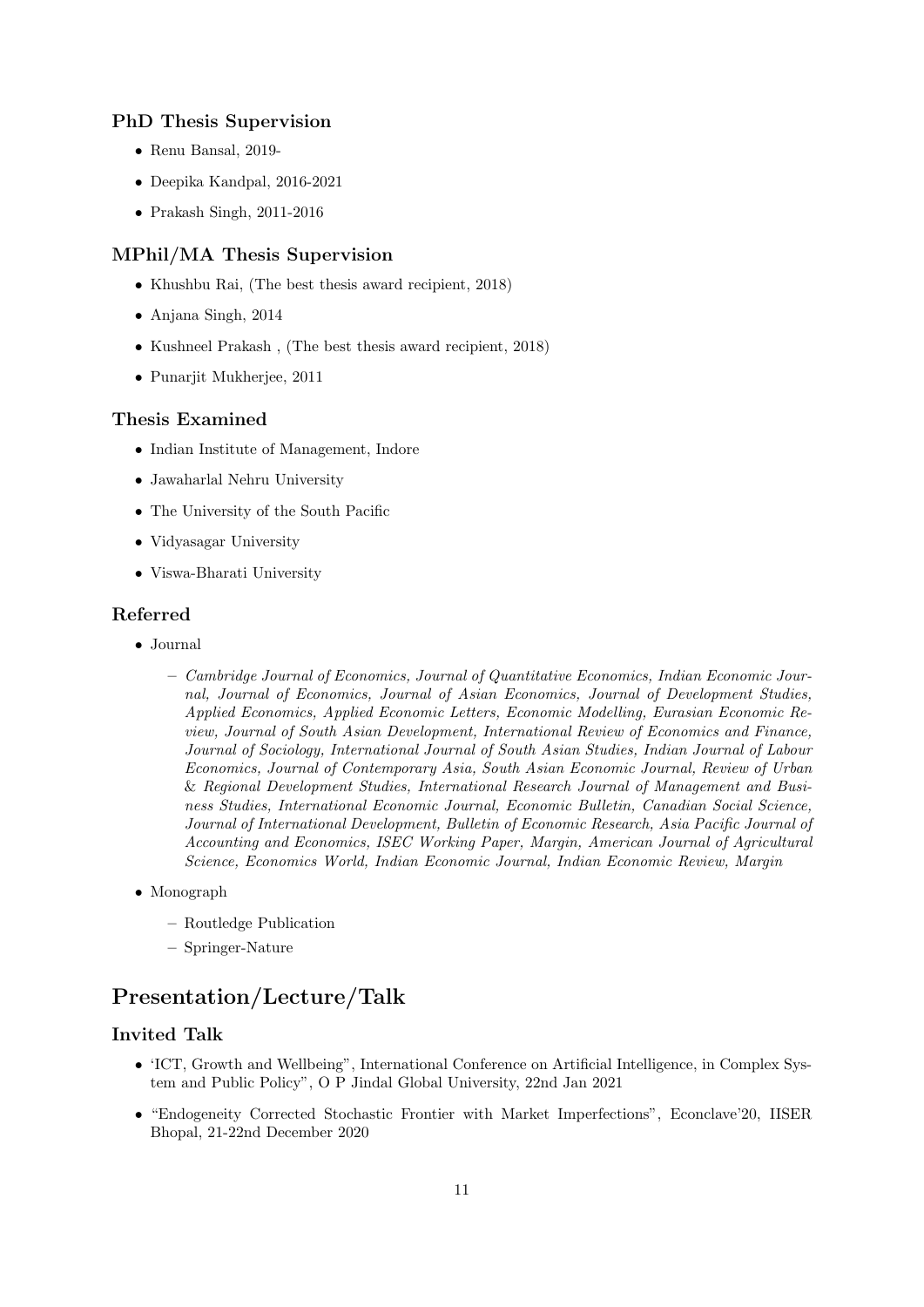### PhD Thesis Supervision

- Renu Bansal, 2019-
- Deepika Kandpal, 2016-2021
- Prakash Singh, 2011-2016

### MPhil/MA Thesis Supervision

- Khushbu Rai, (The best thesis award recipient, 2018)
- Anjana Singh, 2014
- Kushneel Prakash , (The best thesis award recipient, 2018)
- Punarjit Mukherjee, 2011

### Thesis Examined

- Indian Institute of Management, Indore
- Jawaharlal Nehru University
- The University of the South Pacific
- Vidyasagar University
- Viswa-Bharati University

### Referred

- Journal
  - *Cambridge Journal of Economics, Journal of Quantitative Economics, Indian Economic Journal, Journal of Economics, Journal of Asian Economics, Journal of Development Studies, Applied Economics, Applied Economic Letters, Economic Modelling, Eurasian Economic Review, Journal of South Asian Development, International Review of Economics and Finance, Journal of Sociology, International Journal of South Asian Studies, Indian Journal of Labour Economics, Journal of Contemporary Asia, South Asian Economic Journal, Review of Urban & Regional Development Studies, International Research Journal of Management and Business Studies, International Economic Journal, Economic Bulletin, Canadian Social Science, Journal of International Development, Bulletin of Economic Research, Asia Pacific Journal of Accounting and Economics, ISEC Working Paper, Margin, American Journal of Agricultural Science, Economics World, Indian Economic Journal, Indian Economic Review, Margin*
- Monograph
  - Routledge Publication
  - Springer-Nature

## Presentation/Lecture/Talk

### Invited Talk

- 'ICT, Growth and Wellbeing", International Conference on Artificial Intelligence, in Complex System and Public Policy", O P Jindal Global University, 22nd Jan 2021
- "Endogeneity Corrected Stochastic Frontier with Market Imperfections", Econclave'20, IISER Bhopal, 21-22nd December 2020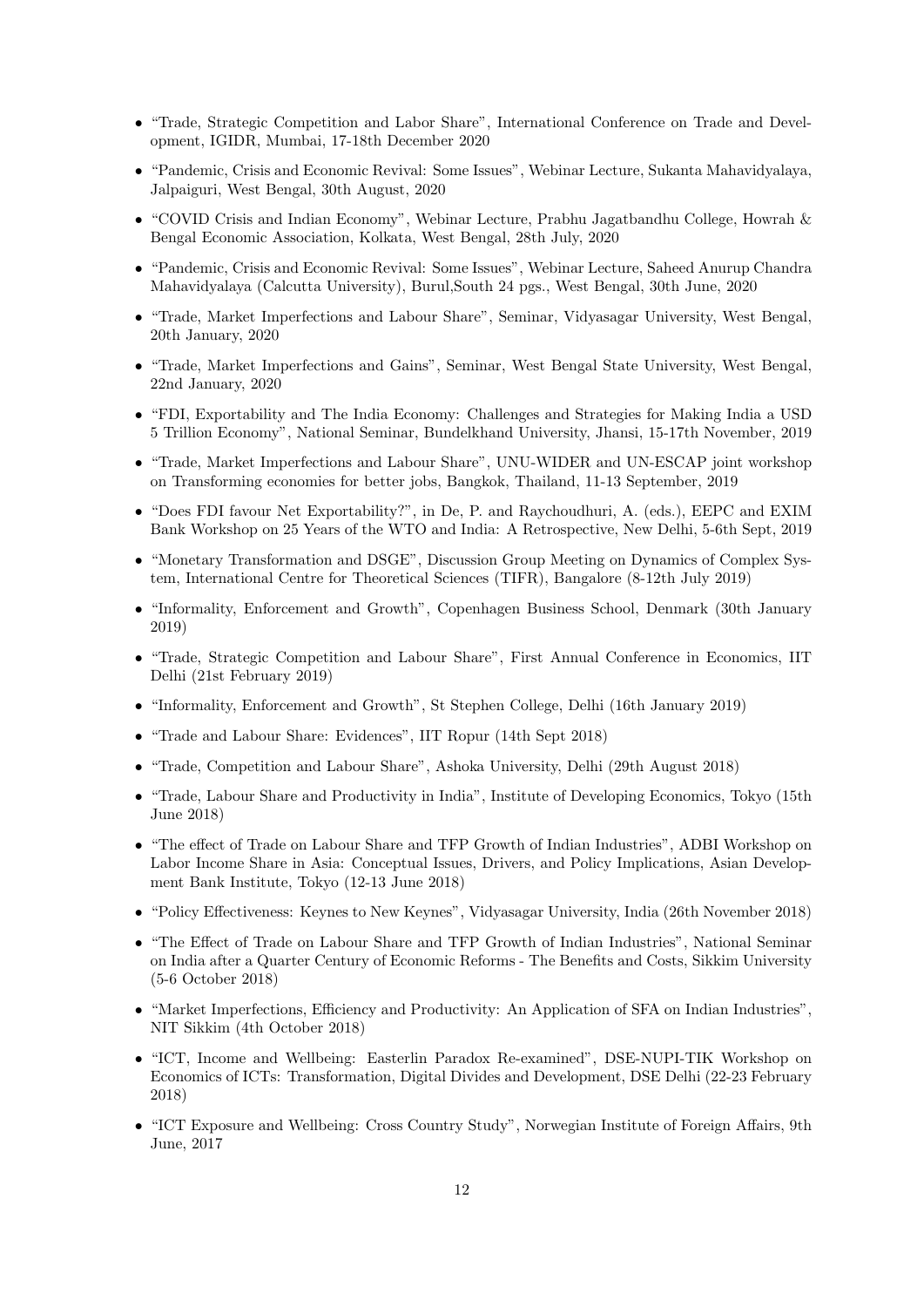- "Trade, Strategic Competition and Labor Share", International Conference on Trade and Development, IGIDR, Mumbai, 17-18th December 2020
- "Pandemic, Crisis and Economic Revival: Some Issues", Webinar Lecture, Sukanta Mahavidyalaya, Jalpaiguri, West Bengal, 30th August, 2020
- "COVID Crisis and Indian Economy", Webinar Lecture, Prabhu Jagatbandhu College, Howrah & Bengal Economic Association, Kolkata, West Bengal, 28th July, 2020
- "Pandemic, Crisis and Economic Revival: Some Issues", Webinar Lecture, Saheed Anurup Chandra Mahavidyalaya (Calcutta University), Burul,South 24 pgs., West Bengal, 30th June, 2020
- "Trade, Market Imperfections and Labour Share", Seminar, Vidyasagar University, West Bengal, 20th January, 2020
- "Trade, Market Imperfections and Gains", Seminar, West Bengal State University, West Bengal, 22nd January, 2020
- "FDI, Exportability and The India Economy: Challenges and Strategies for Making India a USD 5 Trillion Economy", National Seminar, Bundelkhand University, Jhansi, 15-17th November, 2019
- "Trade, Market Imperfections and Labour Share", UNU-WIDER and UN-ESCAP joint workshop on Transforming economies for better jobs, Bangkok, Thailand, 11-13 September, 2019
- "Does FDI favour Net Exportability?", in De, P. and Raychoudhuri, A. (eds.), EEPC and EXIM Bank Workshop on 25 Years of the WTO and India: A Retrospective, New Delhi, 5-6th Sept, 2019
- "Monetary Transformation and DSGE", Discussion Group Meeting on Dynamics of Complex System, International Centre for Theoretical Sciences (TIFR), Bangalore (8-12th July 2019)
- "Informality, Enforcement and Growth", Copenhagen Business School, Denmark (30th January 2019)
- "Trade, Strategic Competition and Labour Share", First Annual Conference in Economics, IIT Delhi (21st February 2019)
- "Informality, Enforcement and Growth", St Stephen College, Delhi (16th January 2019)
- "Trade and Labour Share: Evidences", IIT Ropur (14th Sept 2018)
- "Trade, Competition and Labour Share", Ashoka University, Delhi (29th August 2018)
- "Trade, Labour Share and Productivity in India", Institute of Developing Economics, Tokyo (15th June 2018)
- "The effect of Trade on Labour Share and TFP Growth of Indian Industries", ADBI Workshop on Labor Income Share in Asia: Conceptual Issues, Drivers, and Policy Implications, Asian Development Bank Institute, Tokyo (12-13 June 2018)
- "Policy Effectiveness: Keynes to New Keynes", Vidyasagar University, India (26th November 2018)
- "The Effect of Trade on Labour Share and TFP Growth of Indian Industries", National Seminar on India after a Quarter Century of Economic Reforms - The Benefits and Costs, Sikkim University (5-6 October 2018)
- "Market Imperfections, Efficiency and Productivity: An Application of SFA on Indian Industries", NIT Sikkim (4th October 2018)
- "ICT, Income and Wellbeing: Easterlin Paradox Re-examined", DSE-NUPI-TIK Workshop on Economics of ICTs: Transformation, Digital Divides and Development, DSE Delhi (22-23 February 2018)
- "ICT Exposure and Wellbeing: Cross Country Study", Norwegian Institute of Foreign Affairs, 9th June, 2017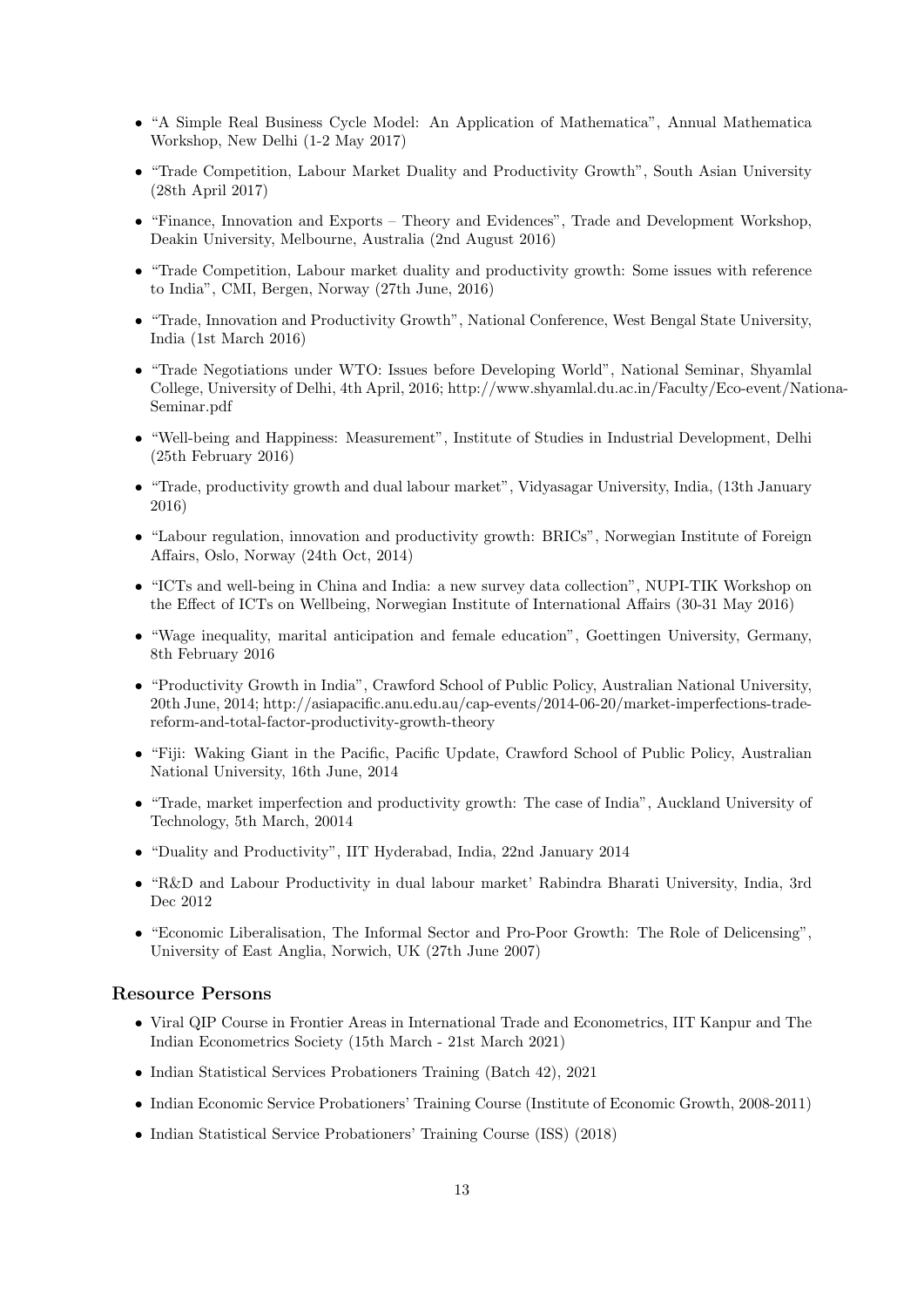- "A Simple Real Business Cycle Model: An Application of Mathematica", Annual Mathematica Workshop, New Delhi (1-2 May 2017)
- "Trade Competition, Labour Market Duality and Productivity Growth", South Asian University (28th April 2017)
- "Finance, Innovation and Exports – Theory and Evidences", Trade and Development Workshop, Deakin University, Melbourne, Australia (2nd August 2016)
- "Trade Competition, Labour market duality and productivity growth: Some issues with reference to India", CMI, Bergen, Norway (27th June, 2016)
- "Trade, Innovation and Productivity Growth", National Conference, West Bengal State University, India (1st March 2016)
- "Trade Negotiations under WTO: Issues before Developing World", National Seminar, Shyamlal College, University of Delhi, 4th April, 2016; http://www.shyamlal.du.ac.in/Faculty/Eco-event/Nationa-Seminar.pdf
- "Well-being and Happiness: Measurement", Institute of Studies in Industrial Development, Delhi (25th February 2016)
- "Trade, productivity growth and dual labour market", Vidyasagar University, India, (13th January 2016)
- "Labour regulation, innovation and productivity growth: BRICs", Norwegian Institute of Foreign Affairs, Oslo, Norway (24th Oct, 2014)
- "ICTs and well-being in China and India: a new survey data collection", NUPI-TIK Workshop on the Effect of ICTs on Wellbeing, Norwegian Institute of International Affairs (30-31 May 2016)
- "Wage inequality, marital anticipation and female education", Goettingen University, Germany, 8th February 2016
- "Productivity Growth in India", Crawford School of Public Policy, Australian National University, 20th June, 2014; http://asiapacific.anu.edu.au/cap-events/2014-06-20/market-imperfections-trade-reform-and-total-factor-productivity-growth-theory
- "Fiji: Waking Giant in the Pacific, Pacific Update, Crawford School of Public Policy, Australian National University, 16th June, 2014
- "Trade, market imperfection and productivity growth: The case of India", Auckland University of Technology, 5th March, 20014
- "Duality and Productivity", IIT Hyderabad, India, 22nd January 2014
- "R&D and Labour Productivity in dual labour market' Rabindra Bharati University, India, 3rd Dec 2012
- "Economic Liberalisation, The Informal Sector and Pro-Poor Growth: The Role of Delicensing", University of East Anglia, Norwich, UK (27th June 2007)

## Resource Persons

- Viral QIP Course in Frontier Areas in International Trade and Econometrics, IIT Kanpur and The Indian Econometrics Society (15th March - 21st March 2021)
- Indian Statistical Services Probationers Training (Batch 42), 2021
- Indian Economic Service Probationers' Training Course (Institute of Economic Growth, 2008-2011)
- Indian Statistical Service Probationers' Training Course (ISS) (2018)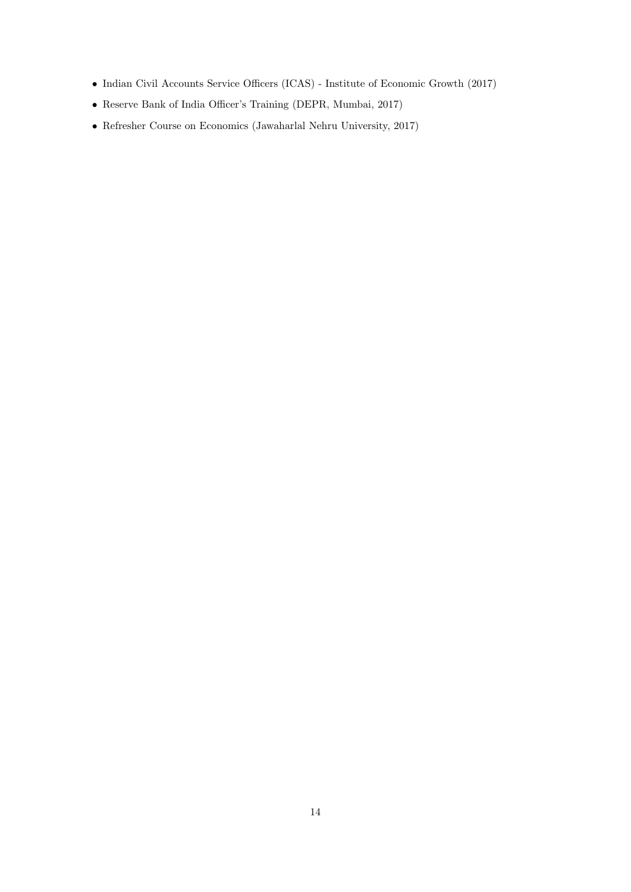- Indian Civil Accounts Service Officers (ICAS) - Institute of Economic Growth (2017)
- Reserve Bank of India Officer's Training (DEPR, Mumbai, 2017)
- Refresher Course on Economics (Jawaharlal Nehru University, 2017)